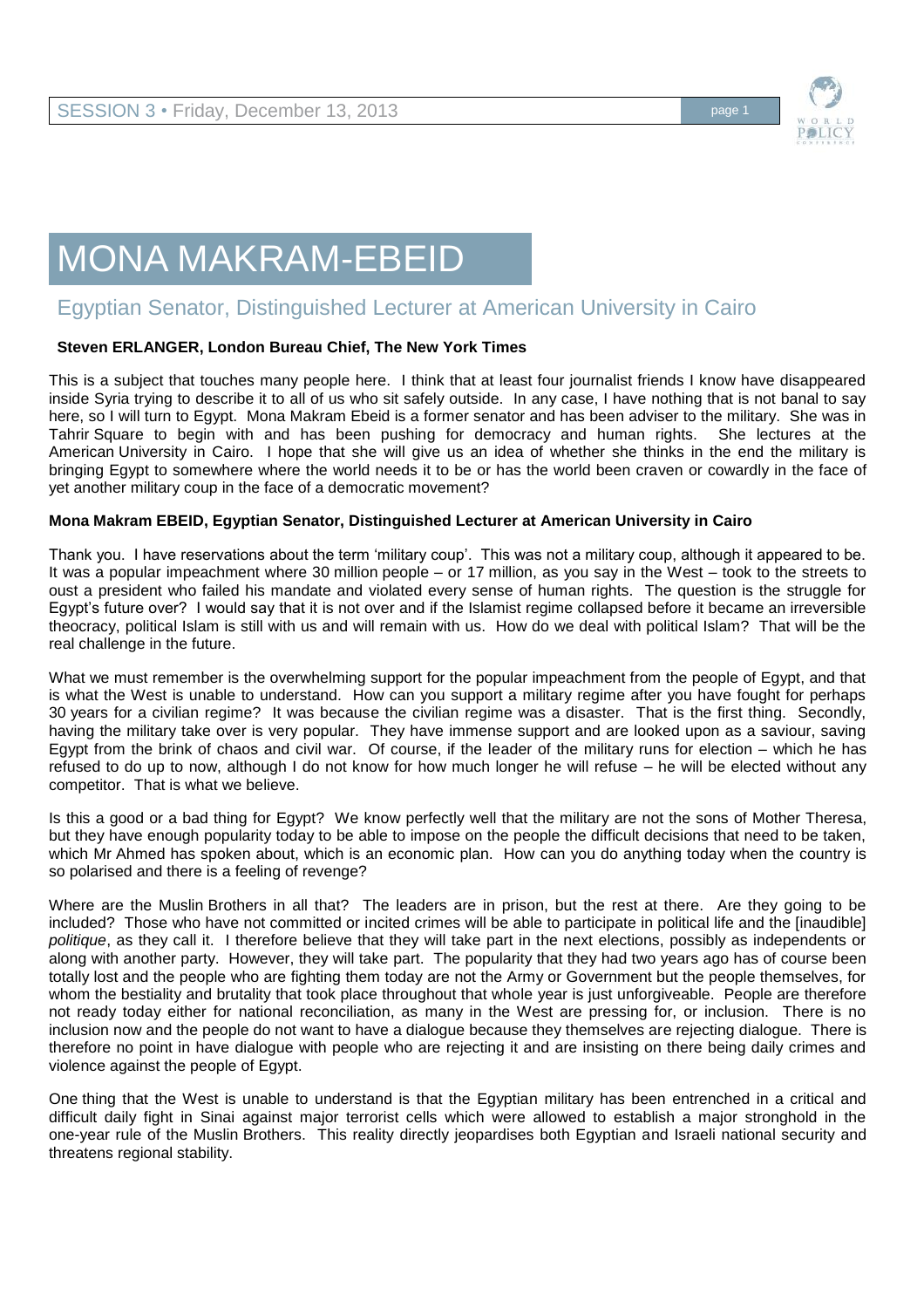# MONA MAKRAM-EBEID

## Egyptian Senator, Distinguished Lecturer at American University in Cairo

**Steven ERLANGER, London Bureau Chief, The New York Times**

This is a subject that touches many people here. I think that at least four journalist friends I know have disappeared inside Syria trying to describe it to all of us who sit safely outside. In any case, I have nothing that is not banal to say here, so I will turn to Egypt. Mona Makram Ebeid is a former senator and has been adviser to the military. She was in Tahrir Square to begin with and has been pushing for democracy and human rights. She lectures at the American University in Cairo. I hope that she will give us an idea of whether she thinks in the end the military is bringing Egypt to somewhere where the world needs it to be or has the world been craven or cowardly in the face of yet another military coup in the face of a democratic movement?

**Mona Makram EBEID, Egyptian Senator, Distinguished Lecturer at American University in Cairo**

Thank you. I have reservations about the term 'military coup'. This was not a military coup, although it appeared to be. It was a popular impeachment where 30 million people – or 17 million, as you say in the West – took to the streets to oust a president who failed his mandate and violated every sense of human rights. The question is the struggle for Egypt's future over? I would say that it is not over and if the Islamist regime collapsed before it became an irreversible theocracy, political Islam is still with us and will remain with us. How do we deal with political Islam? That will be the real challenge in the future.

What we must remember is the overwhelming support for the popular impeachment from the people of Egypt, and that is what the West is unable to understand. How can you support a military regime after you have fought for perhaps 30 years for a civilian regime? It was because the civilian regime was a disaster. That is the first thing. Secondly, having the military take over is very popular. They have immense support and are looked upon as a saviour, saving Egypt from the brink of chaos and civil war. Of course, if the leader of the military runs for election – which he has refused to do up to now, although I do not know for how much longer he will refuse – he will be elected without any competitor. That is what we believe.

Is this a good or a bad thing for Egypt? We know perfectly well that the military are not the sons of Mother Theresa, but they have enough popularity today to be able to impose on the people the difficult decisions that need to be taken, which Mr Ahmed has spoken about, which is an economic plan. How can you do anything today when the country is so polarised and there is a feeling of revenge?

Where are the Muslin Brothers in all that? The leaders are in prison, but the rest at there. Are they going to be included? Those who have not committed or incited crimes will be able to participate in political life and the [inaudible] *politique*, as they call it. I therefore believe that they will take part in the next elections, possibly as independents or along with another party. However, they will take part. The popularity that they had two years ago has of course been totally lost and the people who are fighting them today are not the Army or Government but the people themselves, for whom the bestiality and brutality that took place throughout that whole year is just unforgiveable. People are therefore not ready today either for national reconciliation, as many in the West are pressing for, or inclusion. There is no inclusion now and the people do not want to have a dialogue because they themselves are rejecting dialogue. There is therefore no point in have dialogue with people who are rejecting it and are insisting on there being daily crimes and violence against the people of Egypt.

One thing that the West is unable to understand is that the Egyptian military has been entrenched in a critical and difficult daily fight in Sinai against major terrorist cells which were allowed to establish a major stronghold in the one-year rule of the Muslin Brothers. This reality directly jeopardises both Egyptian and Israeli national security and threatens regional stability.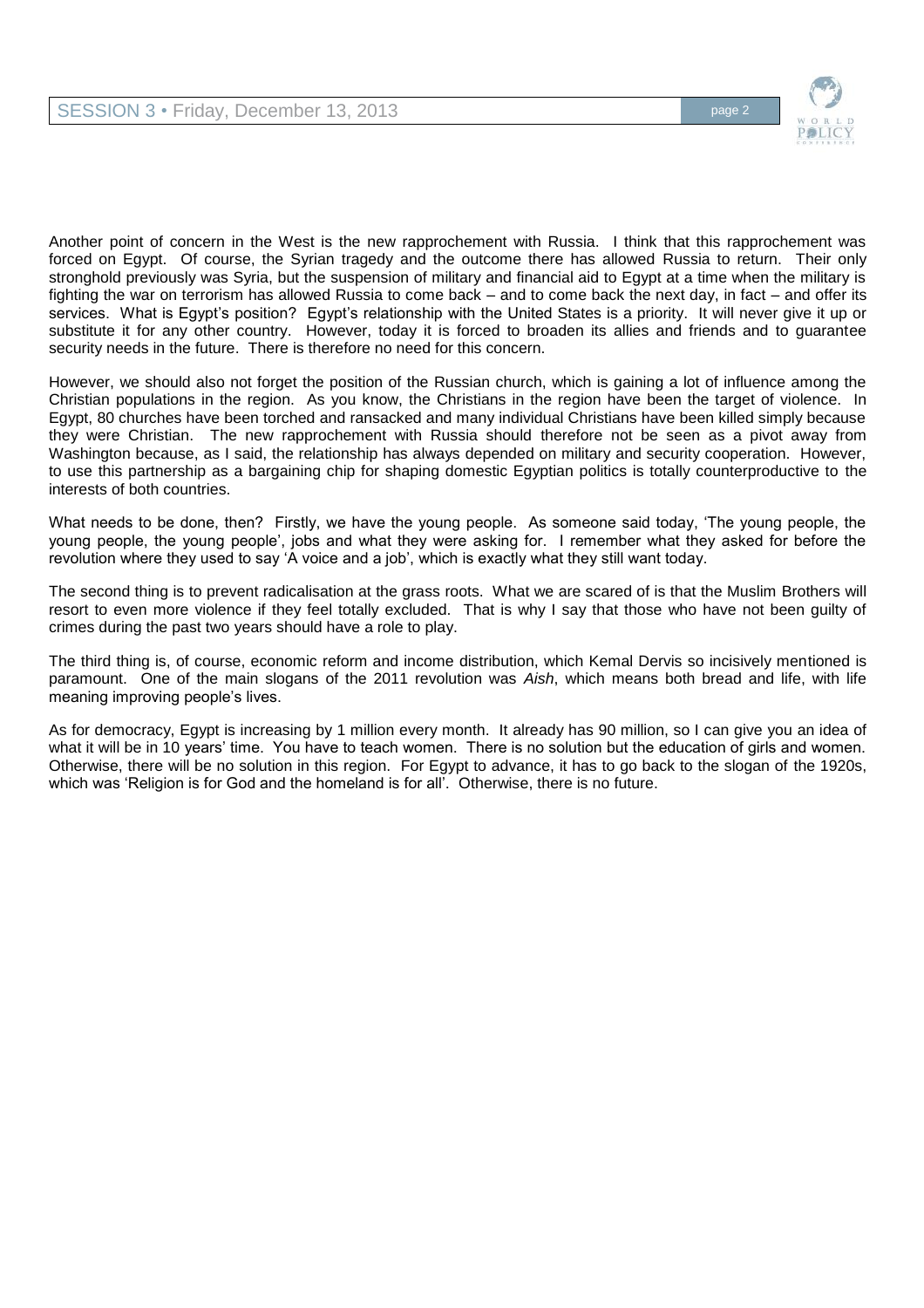Another point of concern in the West is the new rapprochement with Russia. I think that this rapprochement was forced on Egypt. Of course, the Syrian tragedy and the outcome there has allowed Russia to return. Their only stronghold previously was Syria, but the suspension of military and financial aid to Egypt at a time when the military is fighting the war on terrorism has allowed Russia to come back – and to come back the next day, in fact – and offer its services. What is Egypt's position? Egypt's relationship with the United States is a priority. It will never give it up or substitute it for any other country. However, today it is forced to broaden its allies and friends and to guarantee security needs in the future. There is therefore no need for this concern.

However, we should also not forget the position of the Russian church, which is gaining a lot of influence among the Christian populations in the region. As you know, the Christians in the region have been the target of violence. In Egypt, 80 churches have been torched and ransacked and many individual Christians have been killed simply because they were Christian. The new rapprochement with Russia should therefore not be seen as a pivot away from Washington because, as I said, the relationship has always depended on military and security cooperation. However, to use this partnership as a bargaining chip for shaping domestic Egyptian politics is totally counterproductive to the interests of both countries.

What needs to be done, then? Firstly, we have the young people. As someone said today, 'The young people, the young people, the young people', jobs and what they were asking for. I remember what they asked for before the revolution where they used to say 'A voice and a job', which is exactly what they still want today.

The second thing is to prevent radicalisation at the grass roots. What we are scared of is that the Muslim Brothers will resort to even more violence if they feel totally excluded. That is why I say that those who have not been guilty of crimes during the past two years should have a role to play.

The third thing is, of course, economic reform and income distribution, which Kemal Dervis so incisively mentioned is paramount. One of the main slogans of the 2011 revolution was *Aish*, which means both bread and life, with life meaning improving people's lives.

As for democracy, Egypt is increasing by 1 million every month. It already has 90 million, so I can give you an idea of what it will be in 10 years' time. You have to teach women. There is no solution but the education of girls and women. Otherwise, there will be no solution in this region. For Egypt to advance, it has to go back to the slogan of the 1920s, which was 'Religion is for God and the homeland is for all'. Otherwise, there is no future.